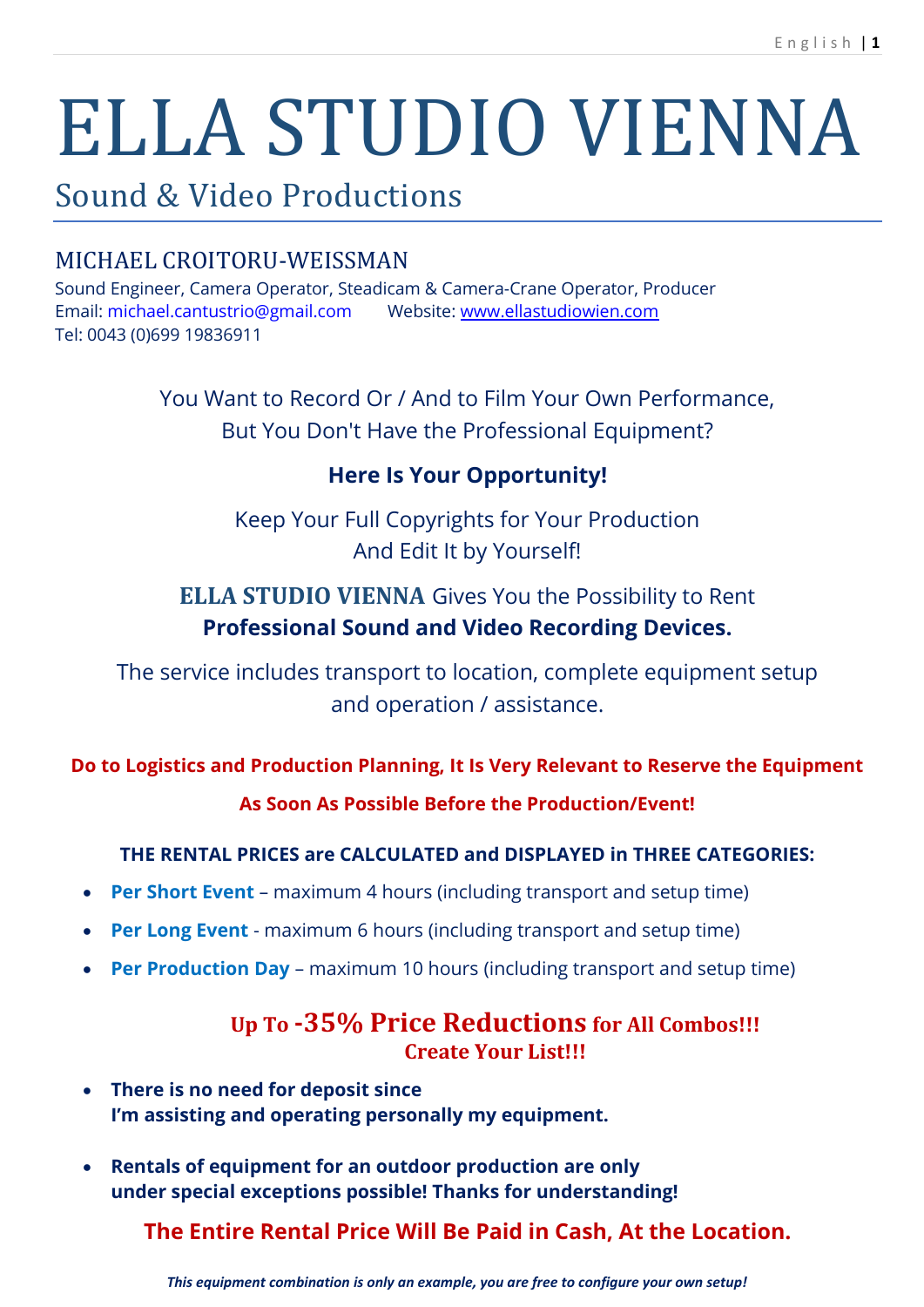# ELLA STUDIO VIENNA

## Sound & Video Productions

### MICHAEL CROITORU-WEISSMAN

Sound Engineer, Camera Operator, Steadicam & Camera-Crane Operator, Producer
Email: michael.cantustrio@gmail.com Website: www.ellastudiowien.com
Tel: 0043 (0)699 19836911

You Want to Record Or / And to Film Your Own Performance,
But You Don't Have the Professional Equipment?

**Here Is Your Opportunity!**

Keep Your Full Copyrights for Your Production
And Edit It by Yourself!

**ELLA STUDIO VIENNA** Gives You the Possibility to Rent
**Professional Sound and Video Recording Devices.**

The service includes transport to location, complete equipment setup
and operation / assistance.

**Do to Logistics and Production Planning, It Is Very Relevant to Reserve the Equipment**

**As Soon As Possible Before the Production/Event!**

**THE RENTAL PRICES are CALCULATED and DISPLAYED in THREE CATEGORIES:**

- **Per Short Event** – maximum 4 hours (including transport and setup time)
- **Per Long Event** - maximum 6 hours (including transport and setup time)
- **Per Production Day** – maximum 10 hours (including transport and setup time)

**Up To -35% Price Reductions for All Combos!!!**
**Create Your List!!!**

- **There is no need for deposit since**
  **I'm assisting and operating personally my equipment.**

- **Rentals of equipment for an outdoor production are only**
  **under special exceptions possible! Thanks for understanding!**

**The Entire Rental Price Will Be Paid in Cash, At the Location.**

***This equipment combination is only an example, you are free to configure your own setup!***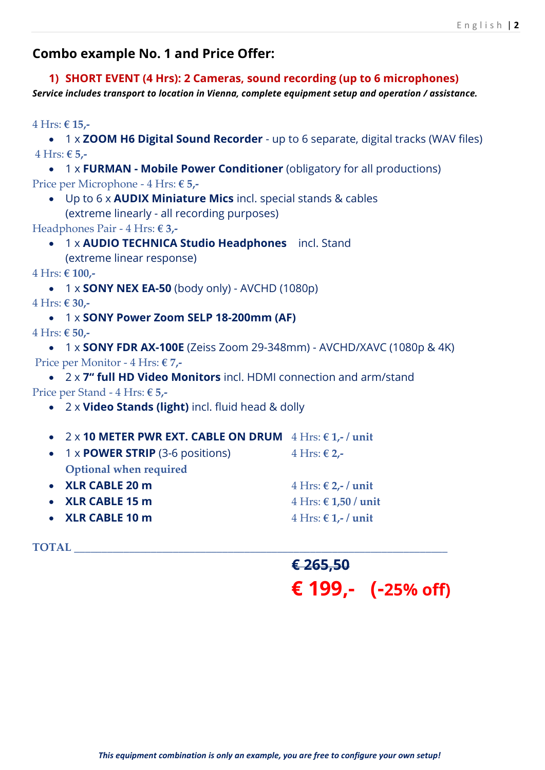## Combo example No. 1 and Price Offer:

1) **SHORT EVENT (4 Hrs): 2 Cameras, sound recording (up to 6 microphones)**

***Service includes transport to location in Vienna, complete equipment setup and operation / assistance.***

4 Hrs: **€ 15,-**

- 1 x **ZOOM H6 Digital Sound Recorder** - up to 6 separate, digital tracks (WAV files)

4 Hrs: **€ 5,-**

- 1 x **FURMAN - Mobile Power Conditioner** (obligatory for all productions)

Price per Microphone - 4 Hrs: **€ 5,-**

- Up to 6 x **AUDIX Miniature Mics** incl. special stands & cables (extreme linearly - all recording purposes)

Headphones Pair - 4 Hrs: **€ 3,-**

- 1 x **AUDIO TECHNICA Studio Headphones** incl. Stand (extreme linear response)

4 Hrs: **€ 100,-**

- 1 x **SONY NEX EA-50** (body only) - AVCHD (1080p)

4 Hrs: **€ 30,-**

- 1 x **SONY Power Zoom SELP 18-200mm (AF)**

4 Hrs: **€ 50,-**

- 1 x **SONY FDR AX-100E** (Zeiss Zoom 29-348mm) - AVCHD/XAVC (1080p & 4K)

Price per Monitor - 4 Hrs: **€ 7,-**

- 2 x **7" full HD Video Monitors** incl. HDMI connection and arm/stand

Price per Stand - 4 Hrs: **€ 5,-**

- 2 x **Video Stands (light)** incl. fluid head & dolly

- 2 x **10 METER PWR EXT. CABLE ON DRUM** 4 Hrs: **€ 1,- / unit**
- 1 x **POWER STRIP** (3-6 positions) 4 Hrs: **€ 2,-**

**Optional when required**

- **XLR CABLE 20 m** 4 Hrs: **€ 2,- / unit**
- **XLR CABLE 15 m** 4 Hrs: **€ 1,50 / unit**
- **XLR CABLE 10 m** 4 Hrs: **€ 1,- / unit**

**TOTAL** ______________________________________________

~~**€ 265,50**~~

**€ 199,- (-25% off)**

***This equipment combination is only an example, you are free to configure your own setup!***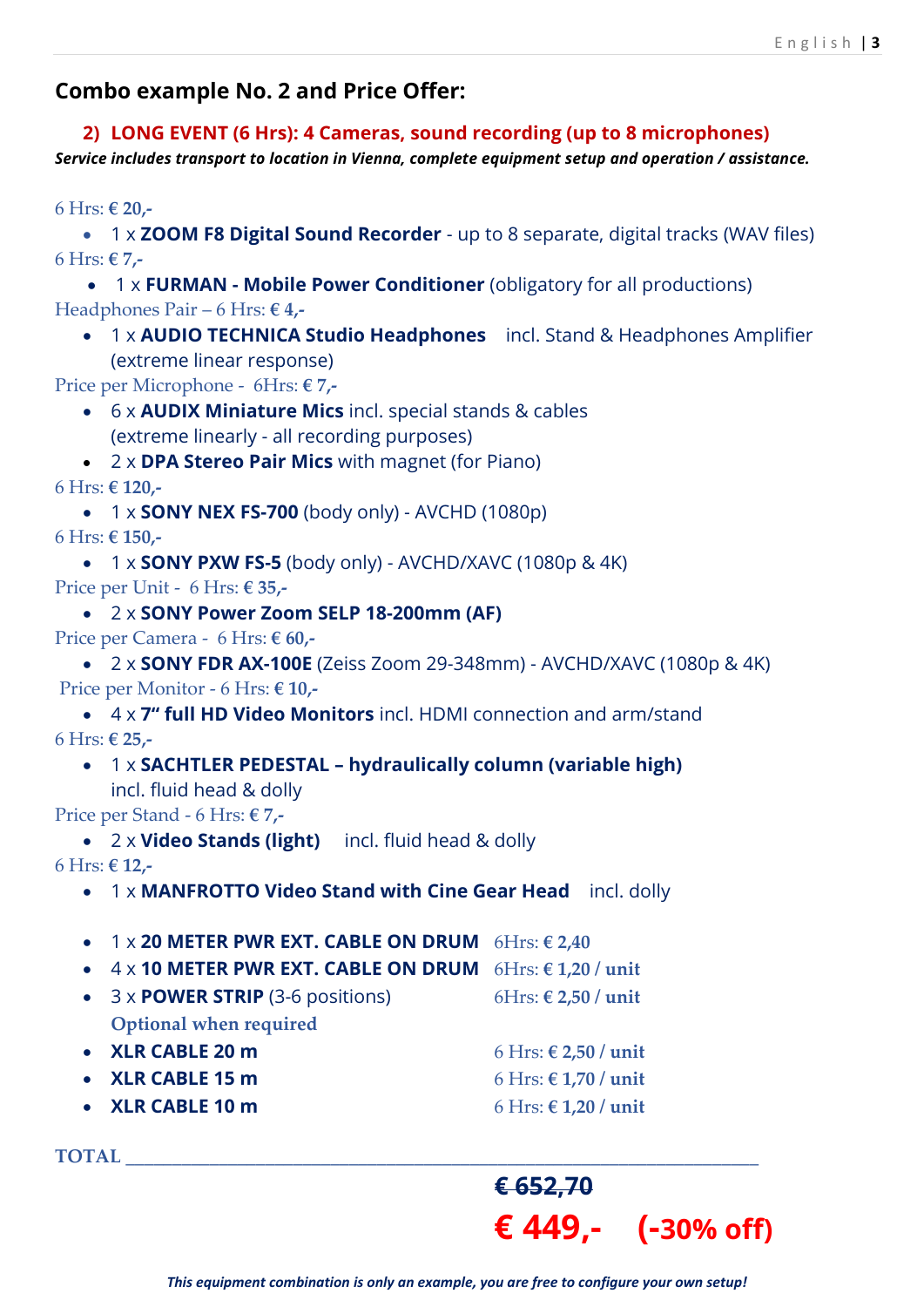## Combo example No. 2 and Price Offer:

### 2) LONG EVENT (6 Hrs): 4 Cameras, sound recording (up to 8 microphones)

***Service includes transport to location in Vienna, complete equipment setup and operation / assistance.***

6 Hrs: **€ 20,-**

- 1 x **ZOOM F8 Digital Sound Recorder** - up to 8 separate, digital tracks (WAV files)

6 Hrs: **€ 7,-**

- 1 x **FURMAN - Mobile Power Conditioner** (obligatory for all productions)

Headphones Pair – 6 Hrs: **€ 4,-**

- 1 x **AUDIO TECHNICA Studio Headphones** incl. Stand & Headphones Amplifier (extreme linear response)

Price per Microphone - 6Hrs: **€ 7,-**

- 6 x **AUDIX Miniature Mics** incl. special stands & cables (extreme linearly - all recording purposes)
- 2 x **DPA Stereo Pair Mics** with magnet (for Piano)

6 Hrs: **€ 120,-**

- 1 x **SONY NEX FS-700** (body only) - AVCHD (1080p)

6 Hrs: **€ 150,-**

- 1 x **SONY PXW FS-5** (body only) - AVCHD/XAVC (1080p & 4K)

Price per Unit - 6 Hrs: **€ 35,-**

- 2 x **SONY Power Zoom SELP 18-200mm (AF)**

Price per Camera - 6 Hrs: **€ 60,-**

- 2 x **SONY FDR AX-100E** (Zeiss Zoom 29-348mm) - AVCHD/XAVC (1080p & 4K)

Price per Monitor - 6 Hrs: **€ 10,-**

- 4 x **7" full HD Video Monitors** incl. HDMI connection and arm/stand

6 Hrs: **€ 25,-**

- 1 x **SACHTLER PEDESTAL – hydraulically column (variable high)** incl. fluid head & dolly

Price per Stand - 6 Hrs: **€ 7,-**

- 2 x **Video Stands (light)** incl. fluid head & dolly

6 Hrs: **€ 12,-**

- 1 x **MANFROTTO Video Stand with Cine Gear Head** incl. dolly

- 1 x **20 METER PWR EXT. CABLE ON DRUM** 6Hrs: **€ 2,40**
- 4 x **10 METER PWR EXT. CABLE ON DRUM** 6Hrs: **€ 1,20 / unit**
- 3 x **POWER STRIP** (3-6 positions) 6Hrs: **€ 2,50 / unit**

**Optional when required**

- **XLR CABLE 20 m** 6 Hrs: **€ 2,50 / unit**
- **XLR CABLE 15 m** 6 Hrs: **€ 1,70 / unit**
- **XLR CABLE 10 m** 6 Hrs: **€ 1,20 / unit**

**TOTAL**

**~~€ 652,70~~**

**€ 449,- (-30% off)**

***This equipment combination is only an example, you are free to configure your own setup!***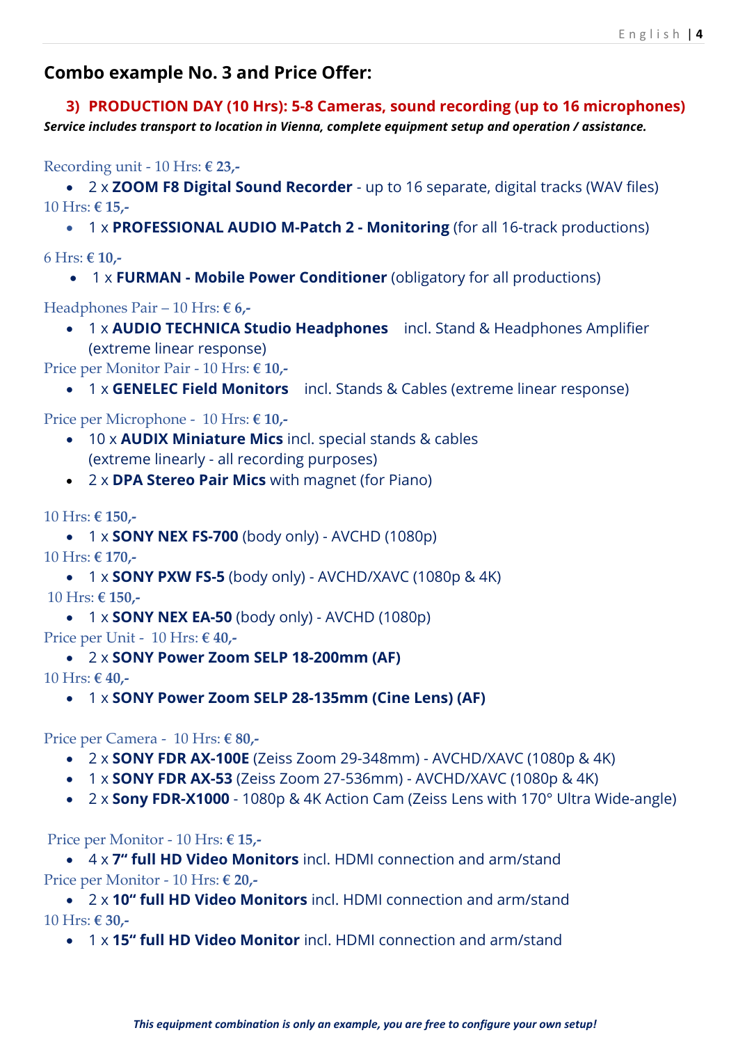## Combo example No. 3 and Price Offer:

### 3) PRODUCTION DAY (10 Hrs): 5-8 Cameras, sound recording (up to 16 microphones)

***Service includes transport to location in Vienna, complete equipment setup and operation / assistance.***

Recording unit - 10 Hrs: **€ 23,-**

- 2 x **ZOOM F8 Digital Sound Recorder** - up to 16 separate, digital tracks (WAV files)

10 Hrs: **€ 15,-**

- 1 x **PROFESSIONAL AUDIO M-Patch 2 - Monitoring** (for all 16-track productions)

6 Hrs: **€ 10,-**

- 1 x **FURMAN - Mobile Power Conditioner** (obligatory for all productions)

Headphones Pair – 10 Hrs: **€ 6,-**

- 1 x **AUDIO TECHNICA Studio Headphones** incl. Stand & Headphones Amplifier (extreme linear response)

Price per Monitor Pair - 10 Hrs: **€ 10,-**

- 1 x **GENELEC Field Monitors** incl. Stands & Cables (extreme linear response)

Price per Microphone - 10 Hrs: **€ 10,-**

- 10 x **AUDIX Miniature Mics** incl. special stands & cables (extreme linearly - all recording purposes)
- 2 x **DPA Stereo Pair Mics** with magnet (for Piano)

10 Hrs: **€ 150,-**

- 1 x **SONY NEX FS-700** (body only) - AVCHD (1080p)

10 Hrs: **€ 170,-**

- 1 x **SONY PXW FS-5** (body only) - AVCHD/XAVC (1080p & 4K)

10 Hrs: **€ 150,-**

- 1 x **SONY NEX EA-50** (body only) - AVCHD (1080p)

Price per Unit - 10 Hrs: **€ 40,-**

- 2 x **SONY Power Zoom SELP 18-200mm (AF)**

10 Hrs: **€ 40,-**

- 1 x **SONY Power Zoom SELP 28-135mm (Cine Lens) (AF)**

Price per Camera - 10 Hrs: **€ 80,-**

- 2 x **SONY FDR AX-100E** (Zeiss Zoom 29-348mm) - AVCHD/XAVC (1080p & 4K)
- 1 x **SONY FDR AX-53** (Zeiss Zoom 27-536mm) - AVCHD/XAVC (1080p & 4K)
- 2 x **Sony FDR-X1000** - 1080p & 4K Action Cam (Zeiss Lens with 170° Ultra Wide-angle)

Price per Monitor - 10 Hrs: **€ 15,-**

- 4 x **7" full HD Video Monitors** incl. HDMI connection and arm/stand

Price per Monitor - 10 Hrs: **€ 20,-**

- 2 x **10" full HD Video Monitors** incl. HDMI connection and arm/stand

10 Hrs: **€ 30,-**

- 1 x **15" full HD Video Monitor** incl. HDMI connection and arm/stand

***This equipment combination is only an example, you are free to configure your own setup!***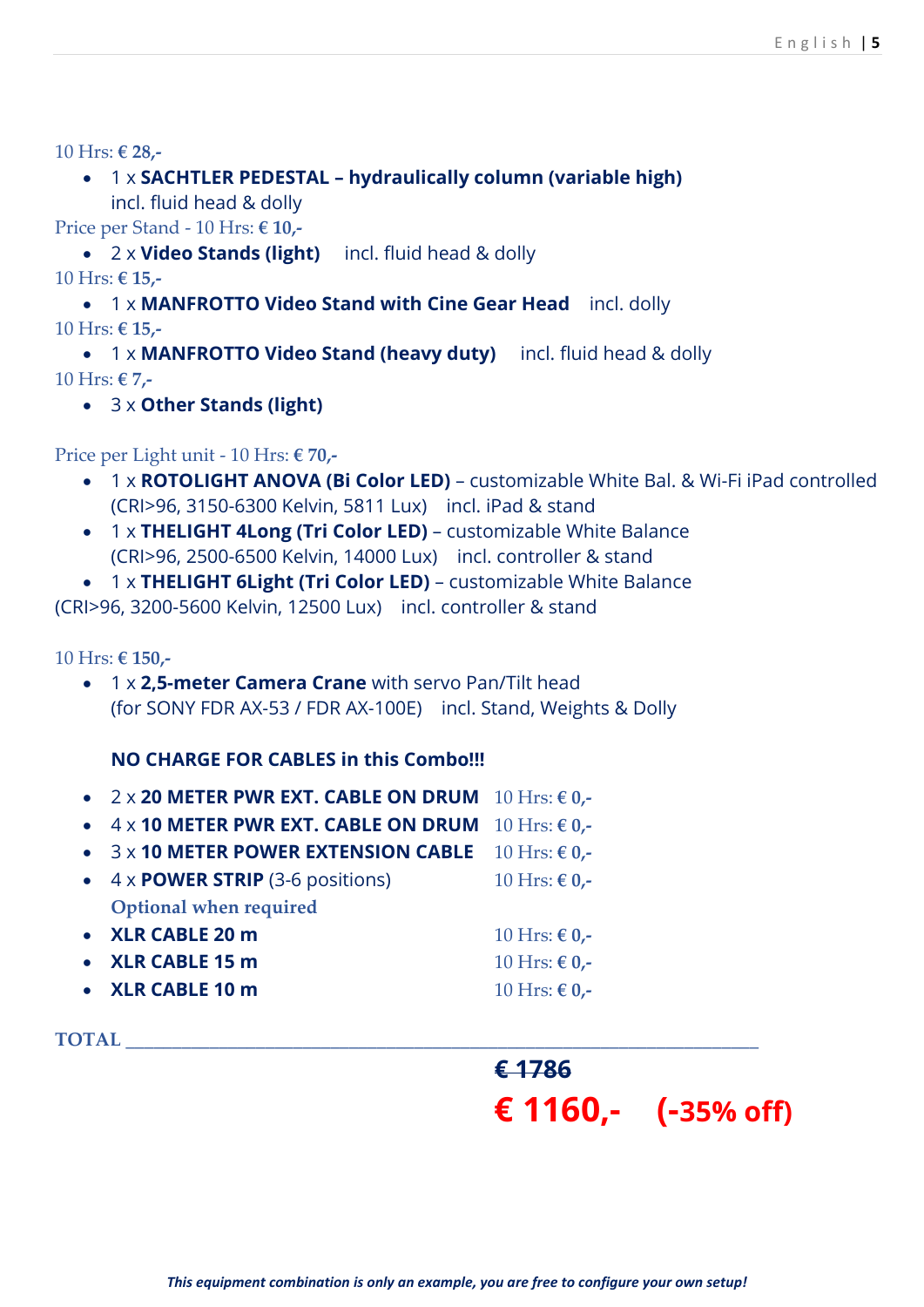10 Hrs: **€ 28,-**

- 1 x **SACHTLER PEDESTAL – hydraulically column (variable high)** incl. fluid head & dolly

Price per Stand - 10 Hrs: **€ 10,-**

- 2 x **Video Stands (light)** incl. fluid head & dolly

10 Hrs: **€ 15,-**

- 1 x **MANFROTTO Video Stand with Cine Gear Head** incl. dolly

10 Hrs: **€ 15,-**

- 1 x **MANFROTTO Video Stand (heavy duty)** incl. fluid head & dolly

10 Hrs: **€ 7,-**

- 3 x **Other Stands (light)**

Price per Light unit - 10 Hrs: **€ 70,-**

- 1 x **ROTOLIGHT ANOVA (Bi Color LED)** – customizable White Bal. & Wi-Fi iPad controlled (CRI>96, 3150-6300 Kelvin, 5811 Lux) incl. iPad & stand
- 1 x **THELIGHT 4Long (Tri Color LED)** – customizable White Balance (CRI>96, 2500-6500 Kelvin, 14000 Lux) incl. controller & stand
- 1 x **THELIGHT 6Light (Tri Color LED)** – customizable White Balance (CRI>96, 3200-5600 Kelvin, 12500 Lux) incl. controller & stand

10 Hrs: **€ 150,-**

- 1 x **2,5-meter Camera Crane** with servo Pan/Tilt head (for SONY FDR AX-53 / FDR AX-100E) incl. Stand, Weights & Dolly

**NO CHARGE FOR CABLES in this Combo!!!**

- 2 x **20 METER PWR EXT. CABLE ON DRUM** 10 Hrs: **€ 0,-**
- 4 x **10 METER PWR EXT. CABLE ON DRUM** 10 Hrs: **€ 0,-**
- 3 x **10 METER POWER EXTENSION CABLE** 10 Hrs: **€ 0,-**
- 4 x **POWER STRIP** (3-6 positions) 10 Hrs: **€ 0,-**

**Optional when required**

- **XLR CABLE 20 m** 10 Hrs: **€ 0,-**
- **XLR CABLE 15 m** 10 Hrs: **€ 0,-**
- **XLR CABLE 10 m** 10 Hrs: **€ 0,-**

**TOTAL** \_\_\_\_\_\_\_\_\_\_\_\_\_\_\_\_\_\_\_\_\_\_\_\_\_\_\_\_\_\_\_\_\_\_\_\_\_\_\_\_\_\_\_\_\_\_\_\_\_\_\_\_

**~~€ 1786~~**

**€ 1160,- (-35% off)**

***This equipment combination is only an example, you are free to configure your own setup!***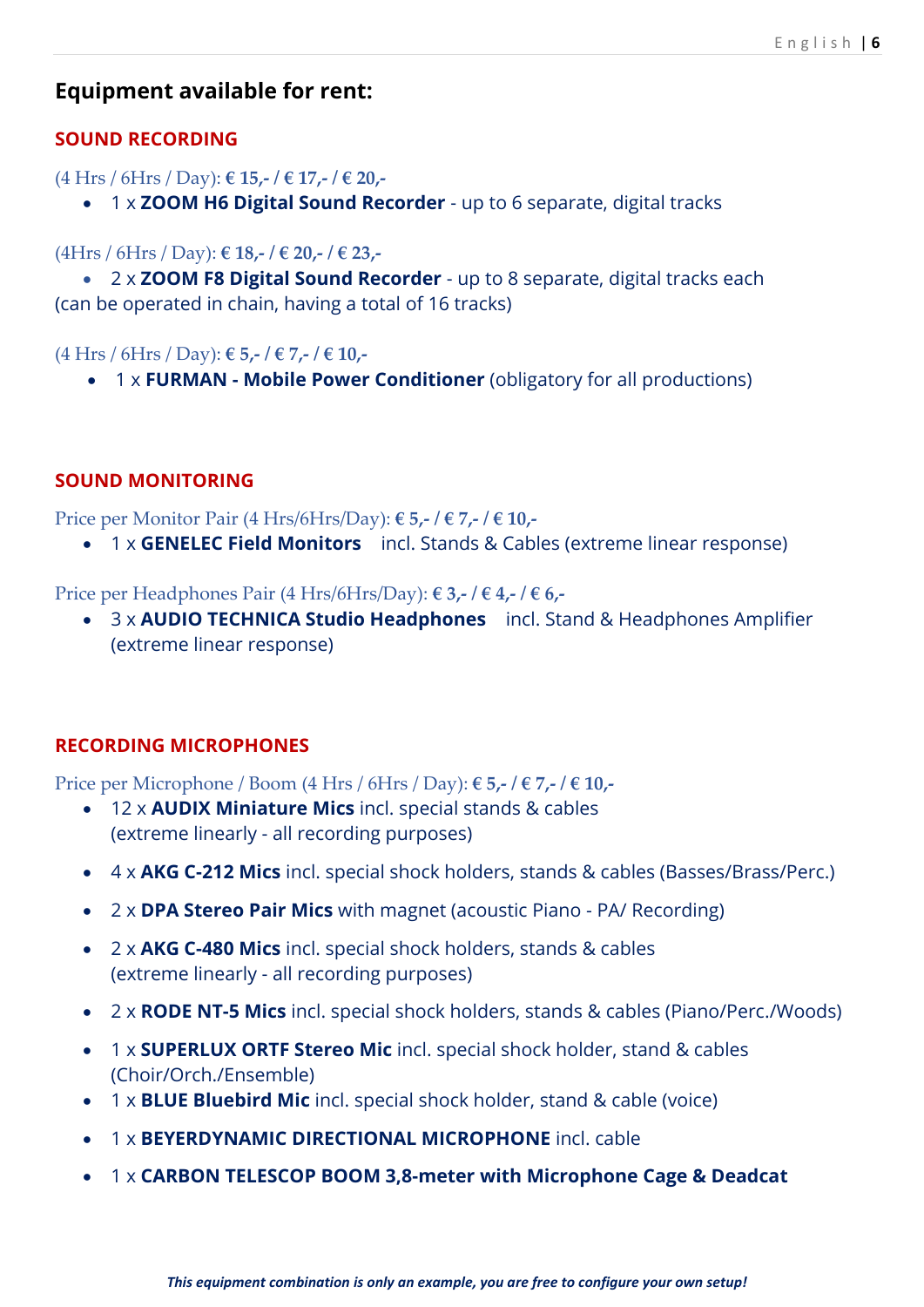## Equipment available for rent:

### SOUND RECORDING

(4 Hrs / 6Hrs / Day): **€ 15,- / € 17,- / € 20,-**

- 1 x **ZOOM H6 Digital Sound Recorder** - up to 6 separate, digital tracks

(4Hrs / 6Hrs / Day): **€ 18,- / € 20,- / € 23,-**

- 2 x **ZOOM F8 Digital Sound Recorder** - up to 8 separate, digital tracks each (can be operated in chain, having a total of 16 tracks)

(4 Hrs / 6Hrs / Day): **€ 5,- / € 7,- / € 10,-**

- 1 x **FURMAN - Mobile Power Conditioner** (obligatory for all productions)

### SOUND MONITORING

Price per Monitor Pair (4 Hrs/6Hrs/Day): **€ 5,- / € 7,- / € 10,-**

- 1 x **GENELEC Field Monitors** incl. Stands & Cables (extreme linear response)

Price per Headphones Pair (4 Hrs/6Hrs/Day): **€ 3,- / € 4,- / € 6,-**

- 3 x **AUDIO TECHNICA Studio Headphones** incl. Stand & Headphones Amplifier (extreme linear response)

### RECORDING MICROPHONES

Price per Microphone / Boom (4 Hrs / 6Hrs / Day): **€ 5,- / € 7,- / € 10,-**

- 12 x **AUDIX Miniature Mics** incl. special stands & cables (extreme linearly - all recording purposes)
- 4 x **AKG C-212 Mics** incl. special shock holders, stands & cables (Basses/Brass/Perc.)
- 2 x **DPA Stereo Pair Mics** with magnet (acoustic Piano - PA/ Recording)
- 2 x **AKG C-480 Mics** incl. special shock holders, stands & cables (extreme linearly - all recording purposes)
- 2 x **RODE NT-5 Mics** incl. special shock holders, stands & cables (Piano/Perc./Woods)
- 1 x **SUPERLUX ORTF Stereo Mic** incl. special shock holder, stand & cables (Choir/Orch./Ensemble)
- 1 x **BLUE Bluebird Mic** incl. special shock holder, stand & cable (voice)
- 1 x **BEYERDYNAMIC DIRECTIONAL MICROPHONE** incl. cable
- 1 x **CARBON TELESCOP BOOM 3,8-meter with Microphone Cage & Deadcat**

***This equipment combination is only an example, you are free to configure your own setup!***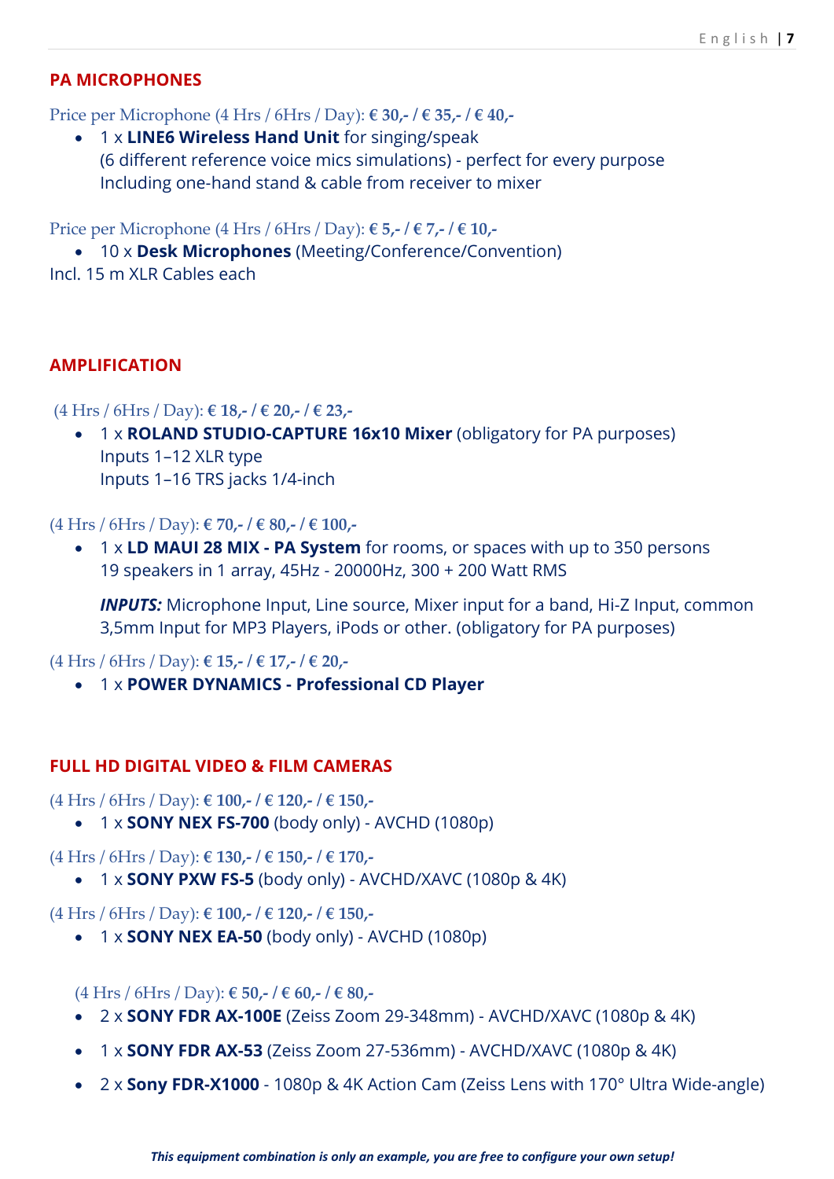## PA MICROPHONES

Price per Microphone (4 Hrs / 6Hrs / Day): **€ 30,- / € 35,- / € 40,-**

- 1 x **LINE6 Wireless Hand Unit** for singing/speak
  (6 different reference voice mics simulations) - perfect for every purpose
  Including one-hand stand & cable from receiver to mixer

Price per Microphone (4 Hrs / 6Hrs / Day): **€ 5,- / € 7,- / € 10,-**

- 10 x **Desk Microphones** (Meeting/Conference/Convention)

Incl. 15 m XLR Cables each

## AMPLIFICATION

(4 Hrs / 6Hrs / Day): **€ 18,- / € 20,- / € 23,-**

- 1 x **ROLAND STUDIO-CAPTURE 16x10 Mixer** (obligatory for PA purposes)
  Inputs 1–12 XLR type
  Inputs 1–16 TRS jacks 1/4-inch

(4 Hrs / 6Hrs / Day): **€ 70,- / € 80,- / € 100,-**

- 1 x **LD MAUI 28 MIX - PA System** for rooms, or spaces with up to 350 persons
  19 speakers in 1 array, 45Hz - 20000Hz, 300 + 200 Watt RMS

  ***INPUTS:*** Microphone Input, Line source, Mixer input for a band, Hi-Z Input, common 3,5mm Input for MP3 Players, iPods or other. (obligatory for PA purposes)

(4 Hrs / 6Hrs / Day): **€ 15,- / € 17,- / € 20,-**

- 1 x **POWER DYNAMICS - Professional CD Player**

## FULL HD DIGITAL VIDEO & FILM CAMERAS

(4 Hrs / 6Hrs / Day): **€ 100,- / € 120,- / € 150,-**

- 1 x **SONY NEX FS-700** (body only) - AVCHD (1080p)

(4 Hrs / 6Hrs / Day): **€ 130,- / € 150,- / € 170,-**

- 1 x **SONY PXW FS-5** (body only) - AVCHD/XAVC (1080p & 4K)

(4 Hrs / 6Hrs / Day): **€ 100,- / € 120,- / € 150,-**

- 1 x **SONY NEX EA-50** (body only) - AVCHD (1080p)

(4 Hrs / 6Hrs / Day): **€ 50,- / € 60,- / € 80,-**

- 2 x **SONY FDR AX-100E** (Zeiss Zoom 29-348mm) - AVCHD/XAVC (1080p & 4K)
- 1 x **SONY FDR AX-53** (Zeiss Zoom 27-536mm) - AVCHD/XAVC (1080p & 4K)
- 2 x **Sony FDR-X1000** - 1080p & 4K Action Cam (Zeiss Lens with 170° Ultra Wide-angle)

***This equipment combination is only an example, you are free to configure your own setup!***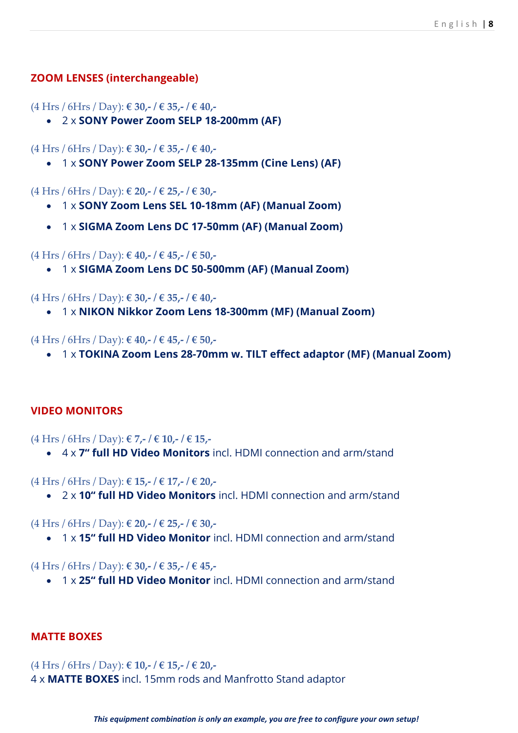## ZOOM LENSES (interchangeable)

(4 Hrs / 6Hrs / Day): **€ 30,- / € 35,- / € 40,-**

- 2 x **SONY Power Zoom SELP 18-200mm (AF)**

(4 Hrs / 6Hrs / Day): **€ 30,- / € 35,- / € 40,-**

- 1 x **SONY Power Zoom SELP 28-135mm (Cine Lens) (AF)**

(4 Hrs / 6Hrs / Day): **€ 20,- / € 25,- / € 30,-**

- 1 x **SONY Zoom Lens SEL 10-18mm (AF) (Manual Zoom)**
- 1 x **SIGMA Zoom Lens DC 17-50mm (AF) (Manual Zoom)**

(4 Hrs / 6Hrs / Day): **€ 40,- / € 45,- / € 50,-**

- 1 x **SIGMA Zoom Lens DC 50-500mm (AF) (Manual Zoom)**

(4 Hrs / 6Hrs / Day): **€ 30,- / € 35,- / € 40,-**

- 1 x **NIKON Nikkor Zoom Lens 18-300mm (MF) (Manual Zoom)**

(4 Hrs / 6Hrs / Day): **€ 40,- / € 45,- / € 50,-**

- 1 x **TOKINA Zoom Lens 28-70mm w. TILT effect adaptor (MF) (Manual Zoom)**

## VIDEO MONITORS

(4 Hrs / 6Hrs / Day): **€ 7,- / € 10,- / € 15,-**

- 4 x **7" full HD Video Monitors** incl. HDMI connection and arm/stand

(4 Hrs / 6Hrs / Day): **€ 15,- / € 17,- / € 20,-**

- 2 x **10" full HD Video Monitors** incl. HDMI connection and arm/stand

(4 Hrs / 6Hrs / Day): **€ 20,- / € 25,- / € 30,-**

- 1 x **15" full HD Video Monitor** incl. HDMI connection and arm/stand

(4 Hrs / 6Hrs / Day): **€ 30,- / € 35,- / € 45,-**

- 1 x **25" full HD Video Monitor** incl. HDMI connection and arm/stand

## MATTE BOXES

(4 Hrs / 6Hrs / Day): **€ 10,- / € 15,- / € 20,-**
4 x **MATTE BOXES** incl. 15mm rods and Manfrotto Stand adaptor

***This equipment combination is only an example, you are free to configure your own setup!***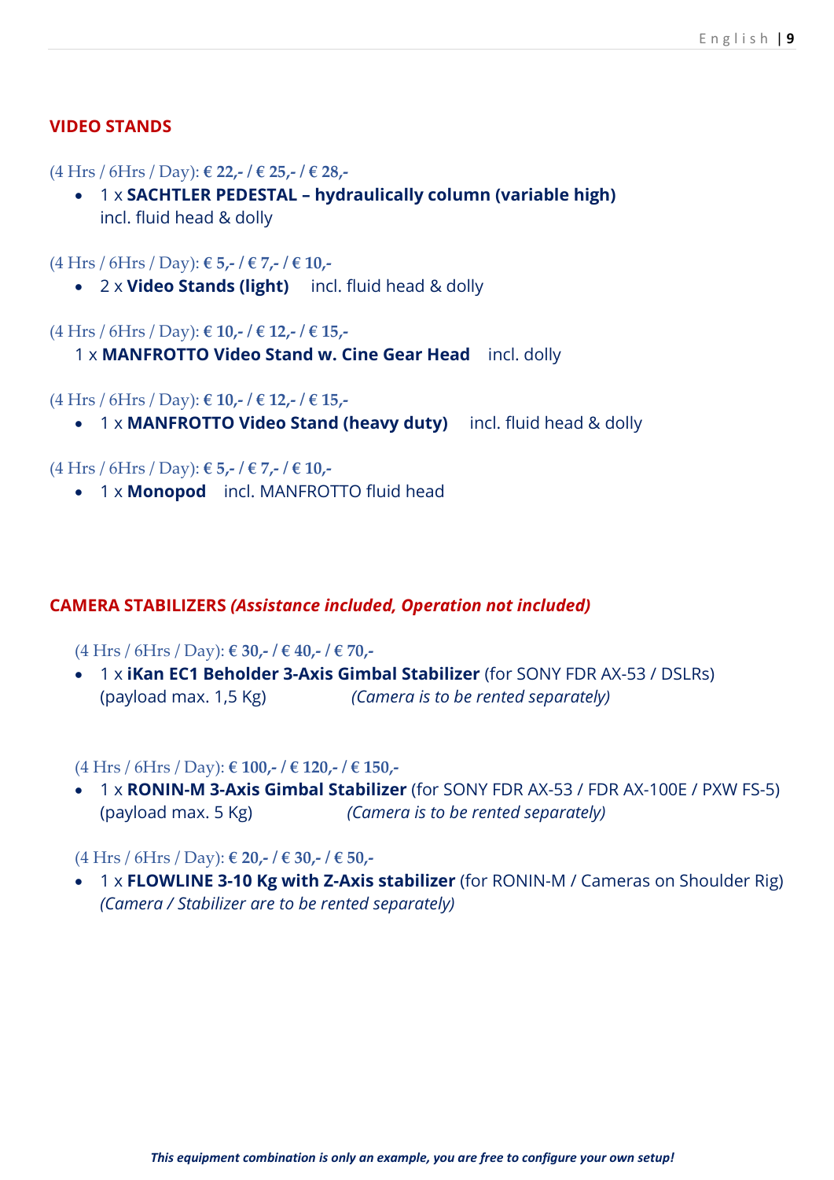## VIDEO STANDS

(4 Hrs / 6Hrs / Day): **€ 22,- / € 25,- / € 28,-**

- 1 x **SACHTLER PEDESTAL – hydraulically column (variable high)** incl. fluid head & dolly

(4 Hrs / 6Hrs / Day): **€ 5,- / € 7,- / € 10,-**

- 2 x **Video Stands (light)** incl. fluid head & dolly

(4 Hrs / 6Hrs / Day): **€ 10,- / € 12,- / € 15,-**

1 x **MANFROTTO Video Stand w. Cine Gear Head** incl. dolly

(4 Hrs / 6Hrs / Day): **€ 10,- / € 12,- / € 15,-**

- 1 x **MANFROTTO Video Stand (heavy duty)** incl. fluid head & dolly

(4 Hrs / 6Hrs / Day): **€ 5,- / € 7,- / € 10,-**

- 1 x **Monopod** incl. MANFROTTO fluid head

## CAMERA STABILIZERS *(Assistance included, Operation not included)*

(4 Hrs / 6Hrs / Day): **€ 30,- / € 40,- / € 70,-**

- 1 x **iKan EC1 Beholder 3-Axis Gimbal Stabilizer** (for SONY FDR AX-53 / DSLRs) (payload max. 1,5 Kg) *(Camera is to be rented separately)*

(4 Hrs / 6Hrs / Day): **€ 100,- / € 120,- / € 150,-**

- 1 x **RONIN-M 3-Axis Gimbal Stabilizer** (for SONY FDR AX-53 / FDR AX-100E / PXW FS-5) (payload max. 5 Kg) *(Camera is to be rented separately)*

(4 Hrs / 6Hrs / Day): **€ 20,- / € 30,- / € 50,-**

- 1 x **FLOWLINE 3-10 Kg with Z-Axis stabilizer** (for RONIN-M / Cameras on Shoulder Rig) *(Camera / Stabilizer are to be rented separately)*

***This equipment combination is only an example, you are free to configure your own setup!***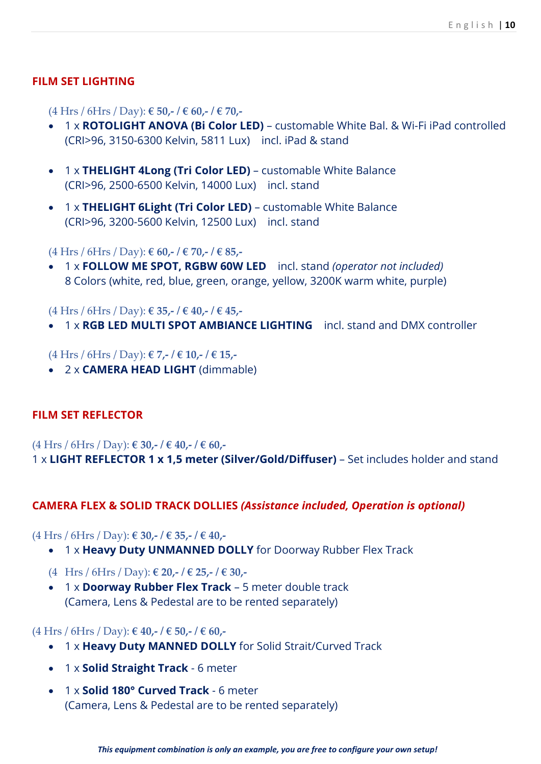## FILM SET LIGHTING

(4 Hrs / 6Hrs / Day): **€ 50,- / € 60,- / € 70,-**

- 1 x **ROTOLIGHT ANOVA (Bi Color LED)** – customable White Bal. & Wi-Fi iPad controlled (CRI>96, 3150-6300 Kelvin, 5811 Lux) incl. iPad & stand
- 1 x **THELIGHT 4Long (Tri Color LED)** – customable White Balance (CRI>96, 2500-6500 Kelvin, 14000 Lux) incl. stand
- 1 x **THELIGHT 6Light (Tri Color LED)** – customable White Balance (CRI>96, 3200-5600 Kelvin, 12500 Lux) incl. stand

(4 Hrs / 6Hrs / Day): **€ 60,- / € 70,- / € 85,-**

- 1 x **FOLLOW ME SPOT, RGBW 60W LED** incl. stand *(operator not included)*
  8 Colors (white, red, blue, green, orange, yellow, 3200K warm white, purple)

(4 Hrs / 6Hrs / Day): **€ 35,- / € 40,- / € 45,-**

- 1 x **RGB LED MULTI SPOT AMBIANCE LIGHTING** incl. stand and DMX controller

(4 Hrs / 6Hrs / Day): **€ 7,- / € 10,- / € 15,-**

- 2 x **CAMERA HEAD LIGHT** (dimmable)

## FILM SET REFLECTOR

(4 Hrs / 6Hrs / Day): **€ 30,- / € 40,- / € 60,-**

1 x **LIGHT REFLECTOR 1 x 1,5 meter (Silver/Gold/Diffuser)** – Set includes holder and stand

## CAMERA FLEX & SOLID TRACK DOLLIES *(Assistance included, Operation is optional)*

(4 Hrs / 6Hrs / Day): **€ 30,- / € 35,- / € 40,-**

- 1 x **Heavy Duty UNMANNED DOLLY** for Doorway Rubber Flex Track

(4 Hrs / 6Hrs / Day): **€ 20,- / € 25,- / € 30,-**

- 1 x **Doorway Rubber Flex Track** – 5 meter double track
  (Camera, Lens & Pedestal are to be rented separately)

(4 Hrs / 6Hrs / Day): **€ 40,- / € 50,- / € 60,-**

- 1 x **Heavy Duty MANNED DOLLY** for Solid Strait/Curved Track
- 1 x **Solid Straight Track** - 6 meter
- 1 x **Solid 180° Curved Track** - 6 meter
  (Camera, Lens & Pedestal are to be rented separately)

***This equipment combination is only an example, you are free to configure your own setup!***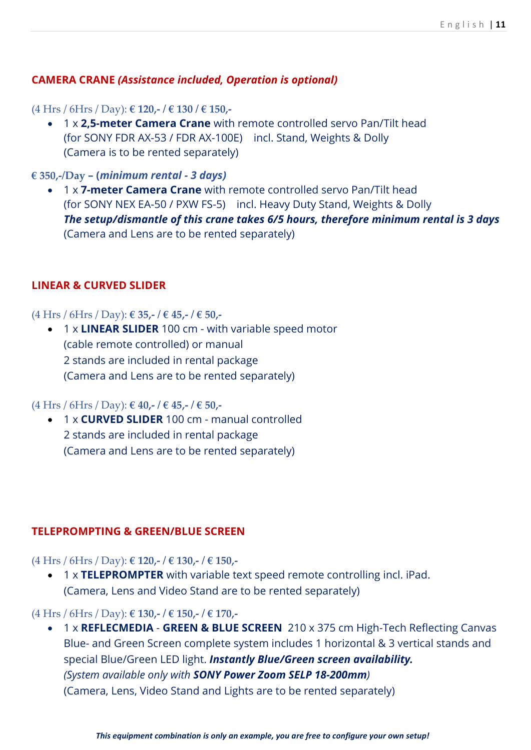## CAMERA CRANE *(Assistance included, Operation is optional)*

(4 Hrs / 6Hrs / Day): **€ 120,- / € 130 / € 150,-**

- 1 x **2,5-meter Camera Crane** with remote controlled servo Pan/Tilt head (for SONY FDR AX-53 / FDR AX-100E) incl. Stand, Weights & Dolly (Camera is to be rented separately)

**€ 350,-/Day – (*minimum rental - 3 days*)**

- 1 x **7-meter Camera Crane** with remote controlled servo Pan/Tilt head (for SONY NEX EA-50 / PXW FS-5) incl. Heavy Duty Stand, Weights & Dolly
  ***The setup/dismantle of this crane takes 6/5 hours, therefore minimum rental is 3 days***
  (Camera and Lens are to be rented separately)

## LINEAR & CURVED SLIDER

(4 Hrs / 6Hrs / Day): **€ 35,- / € 45,- / € 50,-**

- 1 x **LINEAR SLIDER** 100 cm - with variable speed motor (cable remote controlled) or manual
  2 stands are included in rental package
  (Camera and Lens are to be rented separately)

(4 Hrs / 6Hrs / Day): **€ 40,- / € 45,- / € 50,-**

- 1 x **CURVED SLIDER** 100 cm - manual controlled
  2 stands are included in rental package
  (Camera and Lens are to be rented separately)

## TELEPROMPTING & GREEN/BLUE SCREEN

(4 Hrs / 6Hrs / Day): **€ 120,- / € 130,- / € 150,-**

- 1 x **TELEPROMPTER** with variable text speed remote controlling incl. iPad.
  (Camera, Lens and Video Stand are to be rented separately)

(4 Hrs / 6Hrs / Day): **€ 130,- / € 150,- / € 170,-**

- 1 x **REFLECMEDIA** - **GREEN & BLUE SCREEN** 210 x 375 cm High-Tech Reflecting Canvas Blue- and Green Screen complete system includes 1 horizontal & 3 vertical stands and special Blue/Green LED light. ***Instantly Blue/Green screen availability.***
  *(System available only with **SONY Power Zoom SELP 18-200mm**)*
  (Camera, Lens, Video Stand and Lights are to be rented separately)

***This equipment combination is only an example, you are free to configure your own setup!***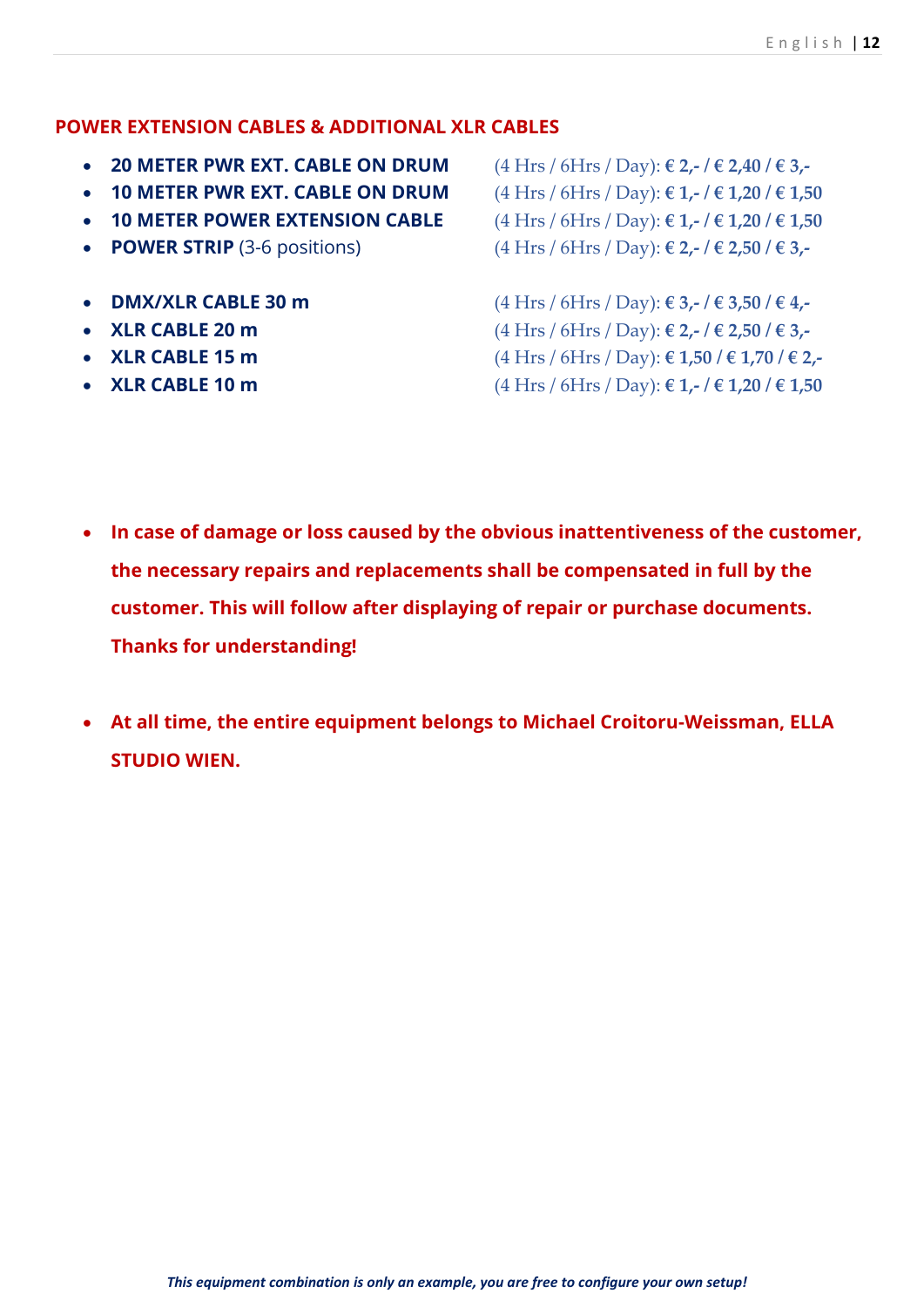## POWER EXTENSION CABLES & ADDITIONAL XLR CABLES

- **20 METER PWR EXT. CABLE ON DRUM** (4 Hrs / 6Hrs / Day): **€ 2,- / € 2,40 / € 3,-**
- **10 METER PWR EXT. CABLE ON DRUM** (4 Hrs / 6Hrs / Day): **€ 1,- / € 1,20 / € 1,50**
- **10 METER POWER EXTENSION CABLE** (4 Hrs / 6Hrs / Day): **€ 1,- / € 1,20 / € 1,50**
- **POWER STRIP** (3-6 positions) (4 Hrs / 6Hrs / Day): **€ 2,- / € 2,50 / € 3,-**

- **DMX/XLR CABLE 30 m** (4 Hrs / 6Hrs / Day): **€ 3,- / € 3,50 / € 4,-**
- **XLR CABLE 20 m** (4 Hrs / 6Hrs / Day): **€ 2,- / € 2,50 / € 3,-**
- **XLR CABLE 15 m** (4 Hrs / 6Hrs / Day): **€ 1,50 / € 1,70 / € 2,-**
- **XLR CABLE 10 m** (4 Hrs / 6Hrs / Day): **€ 1,- / € 1,20 / € 1,50**

- **In case of damage or loss caused by the obvious inattentiveness of the customer, the necessary repairs and replacements shall be compensated in full by the customer. This will follow after displaying of repair or purchase documents. Thanks for understanding!**

- **At all time, the entire equipment belongs to Michael Croitoru-Weissman, ELLA STUDIO WIEN.**

***This equipment combination is only an example, you are free to configure your own setup!***